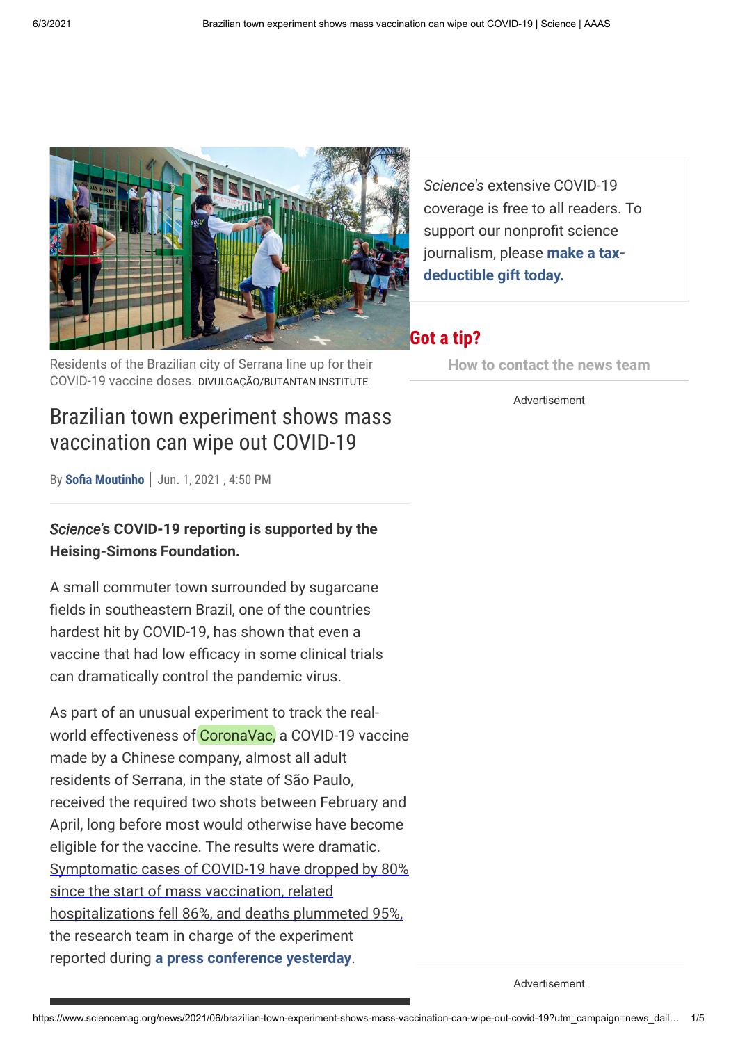Residents of the Brazilian city of Serrana line up for their COVID-19 vaccine doses. DIVULGAÇÃO/BUTANTAN INSTITUTE

# Brazilian town experiment shows mass vaccination can wipe out COVID-19

By **Sofia Moutinho** | Jun. 1, 2021 , 4:50 PM

***Science*'s COVID-19 reporting is supported by the Heising-Simons Foundation.**

A small commuter town surrounded by sugarcane fields in southeastern Brazil, one of the countries hardest hit by COVID-19, has shown that even a vaccine that had low efficacy in some clinical trials can dramatically control the pandemic virus.

As part of an unusual experiment to track the real-world effectiveness of CoronaVac, a COVID-19 vaccine made by a Chinese company, almost all adult residents of Serrana, in the state of São Paulo, received the required two shots between February and April, long before most would otherwise have become eligible for the vaccine. The results were dramatic. Symptomatic cases of COVID-19 have dropped by 80% since the start of mass vaccination, related hospitalizations fell 86%, and deaths plummeted 95%, the research team in charge of the experiment reported during **a press conference yesterday**.

*Science's* extensive COVID-19 coverage is free to all readers. To support our nonprofit science journalism, please **make a tax-deductible gift today.**

**Got a tip?**

How to contact the news team

Advertisement

Advertisement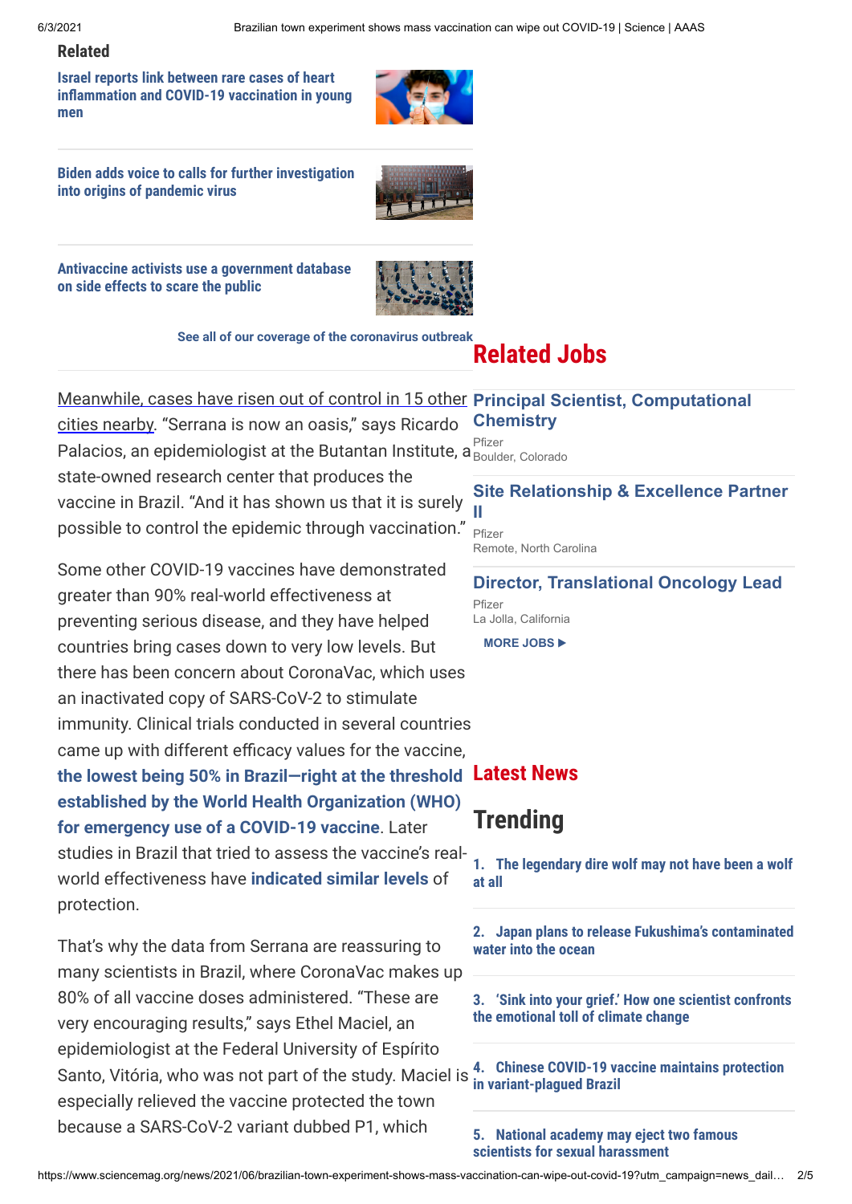## Related

**Israel reports link between rare cases of heart inflammation and COVID-19 vaccination in young men**

**Biden adds voice to calls for further investigation into origins of pandemic virus**

**Antivaccine activists use a government database on side effects to scare the public**

**See all of our coverage of the coronavirus outbreak**

Meanwhile, cases have risen out of control in 15 other cities nearby. "Serrana is now an oasis," says Ricardo Palacios, an epidemiologist at the Butantan Institute, a state-owned research center that produces the vaccine in Brazil. "And it has shown us that it is surely possible to control the epidemic through vaccination."

Some other COVID-19 vaccines have demonstrated greater than 90% real-world effectiveness at preventing serious disease, and they have helped countries bring cases down to very low levels. But there has been concern about CoronaVac, which uses an inactivated copy of SARS-CoV-2 to stimulate immunity. Clinical trials conducted in several countries came up with different efficacy values for the vaccine, **the lowest being 50% in Brazil—right at the threshold established by the World Health Organization (WHO) for emergency use of a COVID-19 vaccine**. Later studies in Brazil that tried to assess the vaccine's real-world effectiveness have **indicated similar levels** of protection.

That's why the data from Serrana are reassuring to many scientists in Brazil, where CoronaVac makes up 80% of all vaccine doses administered. "These are very encouraging results," says Ethel Maciel, an epidemiologist at the Federal University of Espírito Santo, Vitória, who was not part of the study. Maciel is especially relieved the vaccine protected the town because a SARS-CoV-2 variant dubbed P1, which

## Related Jobs

**Principal Scientist, Computational Chemistry**
Pfizer
Boulder, Colorado

**Site Relationship & Excellence Partner II**
Pfizer
Remote, North Carolina

**Director, Translational Oncology Lead**
Pfizer
La Jolla, California

**MORE JOBS ▶**

## Latest News

## Trending

1. **The legendary dire wolf may not have been a wolf at all**
2. **Japan plans to release Fukushima's contaminated water into the ocean**
3. **'Sink into your grief.' How one scientist confronts the emotional toll of climate change**
4. **Chinese COVID-19 vaccine maintains protection in variant-plagued Brazil**
5. **National academy may eject two famous scientists for sexual harassment**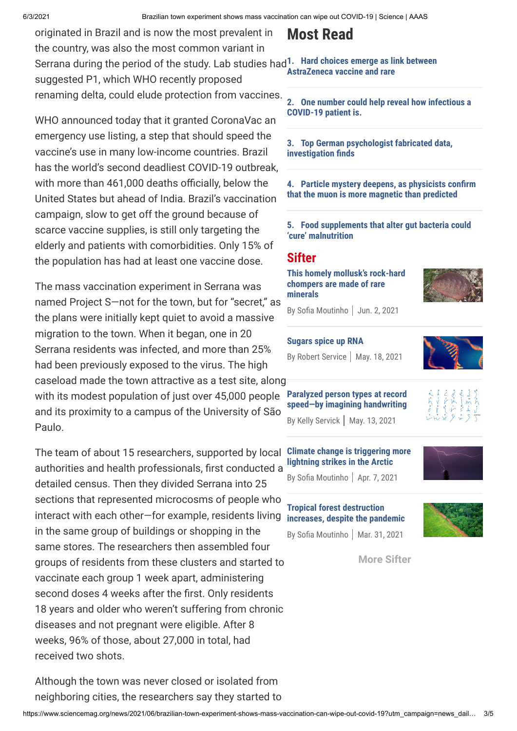originated in Brazil and is now the most prevalent in the country, was also the most common variant in Serrana during the period of the study. Lab studies had suggested P1, which WHO recently proposed renaming delta, could elude protection from vaccines.

WHO announced today that it granted CoronaVac an emergency use listing, a step that should speed the vaccine's use in many low-income countries. Brazil has the world's second deadliest COVID-19 outbreak, with more than 461,000 deaths officially, below the United States but ahead of India. Brazil's vaccination campaign, slow to get off the ground because of scarce vaccine supplies, is still only targeting the elderly and patients with comorbidities. Only 15% of the population has had at least one vaccine dose.

The mass vaccination experiment in Serrana was named Project S—not for the town, but for "secret," as the plans were initially kept quiet to avoid a massive migration to the town. When it began, one in 20 Serrana residents was infected, and more than 25% had been previously exposed to the virus. The high caseload made the town attractive as a test site, along with its modest population of just over 45,000 people and its proximity to a campus of the University of São Paulo.

The team of about 15 researchers, supported by local authorities and health professionals, first conducted a detailed census. Then they divided Serrana into 25 sections that represented microcosms of people who interact with each other—for example, residents living in the same group of buildings or shopping in the same stores. The researchers then assembled four groups of residents from these clusters and started to vaccinate each group 1 week apart, administering second doses 4 weeks after the first. Only residents 18 years and older who weren't suffering from chronic diseases and not pregnant were eligible. After 8 weeks, 96% of those, about 27,000 in total, had received two shots.

Although the town was never closed or isolated from neighboring cities, the researchers say they started to

## Most Read

1. Hard choices emerge as link between AstraZeneca vaccine and rare
2. One number could help reveal how infectious a COVID-19 patient is.
3. Top German psychologist fabricated data, investigation finds
4. Particle mystery deepens, as physicists confirm that the muon is more magnetic than predicted
5. Food supplements that alter gut bacteria could 'cure' malnutrition

## Sifter

**This homely mollusk's rock-hard chompers are made of rare minerals**
By Sofia Moutinho | Jun. 2, 2021

**Sugars spice up RNA**
By Robert Service | May. 18, 2021

**Paralyzed person types at record speed—by imagining handwriting**
By Kelly Servick | May. 13, 2021

**Climate change is triggering more lightning strikes in the Arctic**
By Sofia Moutinho | Apr. 7, 2021

**Tropical forest destruction increases, despite the pandemic**
By Sofia Moutinho | Mar. 31, 2021

More Sifter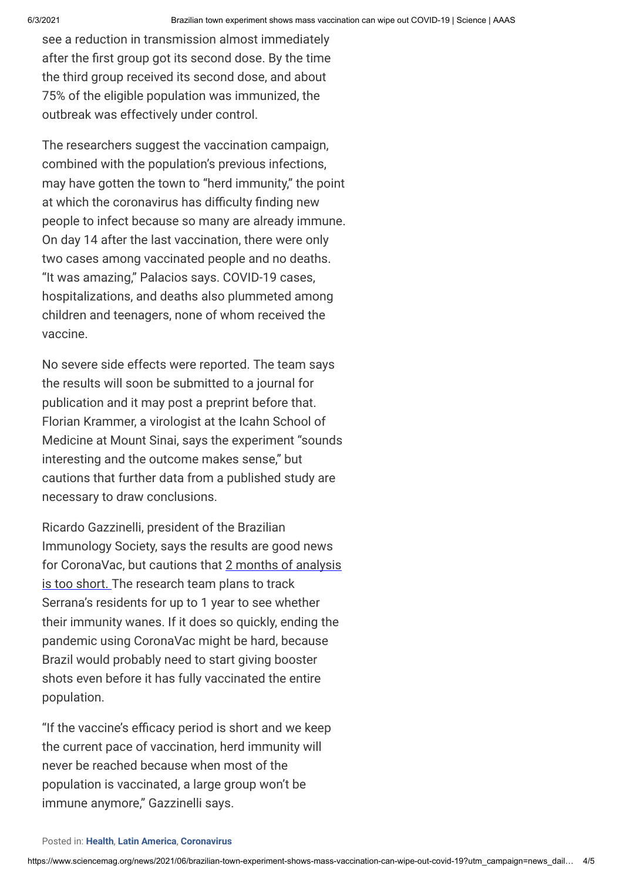see a reduction in transmission almost immediately after the first group got its second dose. By the time the third group received its second dose, and about 75% of the eligible population was immunized, the outbreak was effectively under control.

The researchers suggest the vaccination campaign, combined with the population's previous infections, may have gotten the town to "herd immunity," the point at which the coronavirus has difficulty finding new people to infect because so many are already immune. On day 14 after the last vaccination, there were only two cases among vaccinated people and no deaths. "It was amazing," Palacios says. COVID-19 cases, hospitalizations, and deaths also plummeted among children and teenagers, none of whom received the vaccine.

No severe side effects were reported. The team says the results will soon be submitted to a journal for publication and it may post a preprint before that. Florian Krammer, a virologist at the Icahn School of Medicine at Mount Sinai, says the experiment "sounds interesting and the outcome makes sense," but cautions that further data from a published study are necessary to draw conclusions.

Ricardo Gazzinelli, president of the Brazilian Immunology Society, says the results are good news for CoronaVac, but cautions that 2 months of analysis is too short. The research team plans to track Serrana's residents for up to 1 year to see whether their immunity wanes. If it does so quickly, ending the pandemic using CoronaVac might be hard, because Brazil would probably need to start giving booster shots even before it has fully vaccinated the entire population.

"If the vaccine's efficacy period is short and we keep the current pace of vaccination, herd immunity will never be reached because when most of the population is vaccinated, a large group won't be immune anymore," Gazzinelli says.

Posted in: **Health**, **Latin America**, **Coronavirus**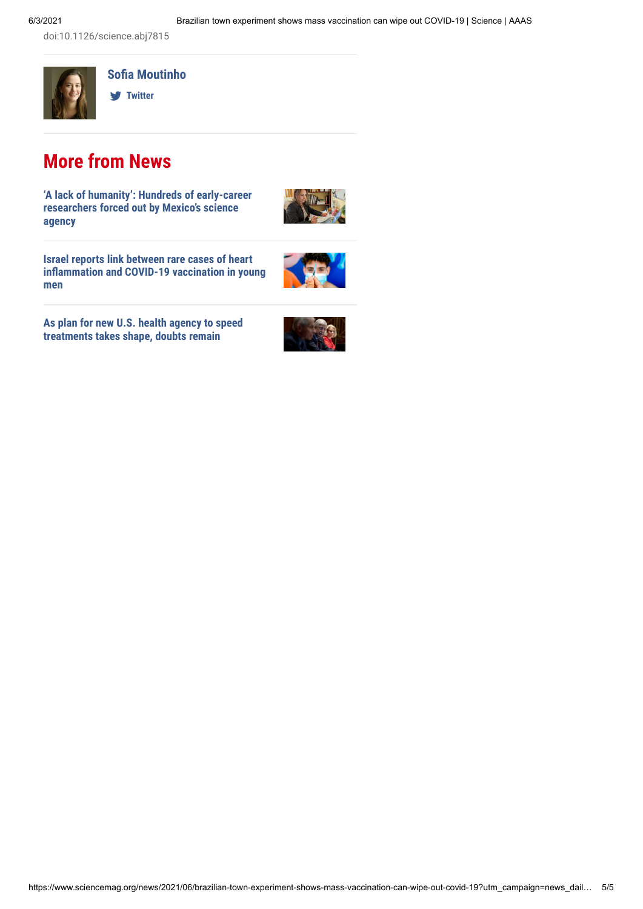doi:10.1126/science.abj7815

**Sofia Moutinho**

Twitter

## More from News

**'A lack of humanity': Hundreds of early-career researchers forced out by Mexico's science agency**

**Israel reports link between rare cases of heart inflammation and COVID-19 vaccination in young men**

**As plan for new U.S. health agency to speed treatments takes shape, doubts remain**